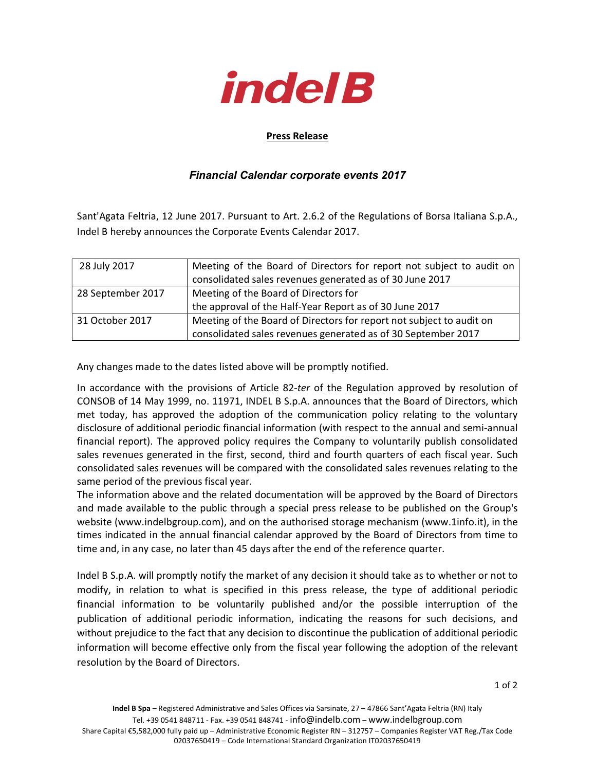# indel B

**Press Release**

## *Financial Calendar corporate events 2017*

Sant'Agata Feltria, 12 June 2017. Pursuant to Art. 2.6.2 of the Regulations of Borsa Italiana S.p.A., Indel B hereby announces the Corporate Events Calendar 2017.

| | |
|---|---|
| 28 July 2017 | Meeting of the Board of Directors for report not subject to audit on consolidated sales revenues generated as of 30 June 2017 |
| 28 September 2017 | Meeting of the Board of Directors for the approval of the Half-Year Report as of 30 June 2017 |
| 31 October 2017 | Meeting of the Board of Directors for report not subject to audit on consolidated sales revenues generated as of 30 September 2017 |

Any changes made to the dates listed above will be promptly notified.

In accordance with the provisions of Article 82-*ter* of the Regulation approved by resolution of CONSOB of 14 May 1999, no. 11971, INDEL B S.p.A. announces that the Board of Directors, which met today, has approved the adoption of the communication policy relating to the voluntary disclosure of additional periodic financial information (with respect to the annual and semi-annual financial report). The approved policy requires the Company to voluntarily publish consolidated sales revenues generated in the first, second, third and fourth quarters of each fiscal year. Such consolidated sales revenues will be compared with the consolidated sales revenues relating to the same period of the previous fiscal year.

The information above and the related documentation will be approved by the Board of Directors and made available to the public through a special press release to be published on the Group's website (www.indelbgroup.com), and on the authorised storage mechanism (www.1info.it), in the times indicated in the annual financial calendar approved by the Board of Directors from time to time and, in any case, no later than 45 days after the end of the reference quarter.

Indel B S.p.A. will promptly notify the market of any decision it should take as to whether or not to modify, in relation to what is specified in this press release, the type of additional periodic financial information to be voluntarily published and/or the possible interruption of the publication of additional periodic information, indicating the reasons for such decisions, and without prejudice to the fact that any decision to discontinue the publication of additional periodic information will become effective only from the fiscal year following the adoption of the relevant resolution by the Board of Directors.

**Indel B Spa** – Registered Administrative and Sales Offices via Sarsinate, 27 – 47866 Sant'Agata Feltria (RN) Italy
Tel. +39 0541 848711 - Fax. +39 0541 848741 - info@indelb.com – www.indelbgroup.com
Share Capital €5,582,000 fully paid up – Administrative Economic Register RN – 312757 – Companies Register VAT Reg./Tax Code 02037650419 – Code International Standard Organization IT02037650419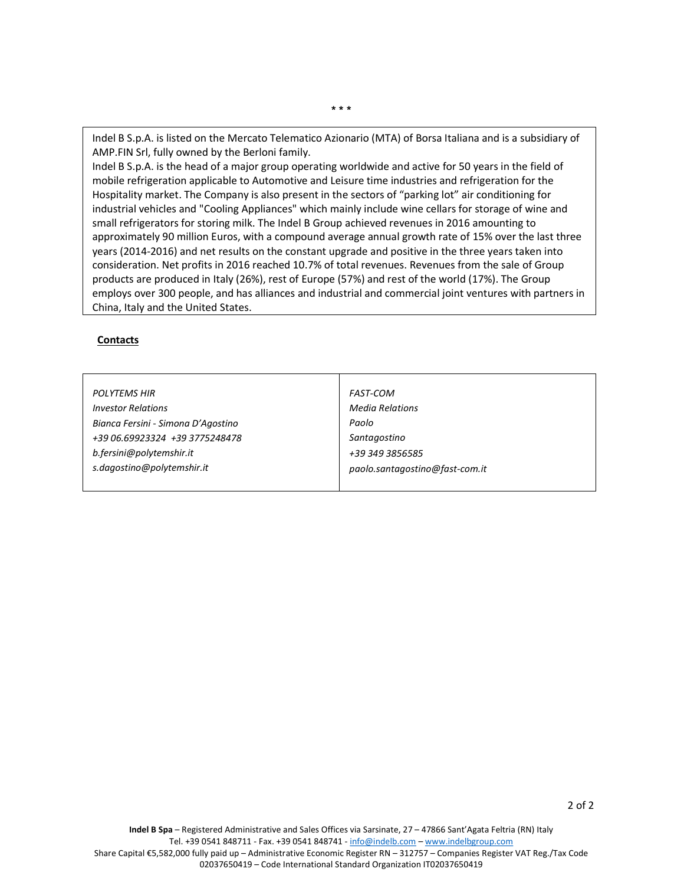\* \* \*

Indel B S.p.A. is listed on the Mercato Telematico Azionario (MTA) of Borsa Italiana and is a subsidiary of AMP.FIN Srl, fully owned by the Berloni family.
Indel B S.p.A. is the head of a major group operating worldwide and active for 50 years in the field of mobile refrigeration applicable to Automotive and Leisure time industries and refrigeration for the Hospitality market. The Company is also present in the sectors of "parking lot" air conditioning for industrial vehicles and "Cooling Appliances" which mainly include wine cellars for storage of wine and small refrigerators for storing milk. The Indel B Group achieved revenues in 2016 amounting to approximately 90 million Euros, with a compound average annual growth rate of 15% over the last three years (2014-2016) and net results on the constant upgrade and positive in the three years taken into consideration. Net profits in 2016 reached 10.7% of total revenues. Revenues from the sale of Group products are produced in Italy (26%), rest of Europe (57%) and rest of the world (17%). The Group employs over 300 people, and has alliances and industrial and commercial joint ventures with partners in China, Italy and the United States.

**Contacts**

| | |
|---|---|
| *POLYTEMS HIR*<br>*Investor Relations*<br>*Bianca Fersini - Simona D'Agostino*<br>*+39 06.69923324 +39 3775248478*<br>*b.fersini@polytemshir.it*<br>*s.dagostino@polytemshir.it* | *FAST-COM*<br>*Media Relations*<br>*Paolo Santagostino*<br>*+39 349 3856585*<br>*paolo.santagostino@fast-com.it* |

**Indel B Spa** – Registered Administrative and Sales Offices via Sarsinate, 27 – 47866 Sant'Agata Feltria (RN) Italy
Tel. +39 0541 848711 - Fax. +39 0541 848741 - info@indelb.com – www.indelbgroup.com
Share Capital €5,582,000 fully paid up – Administrative Economic Register RN – 312757 – Companies Register VAT Reg./Tax Code 02037650419 – Code International Standard Organization IT02037650419